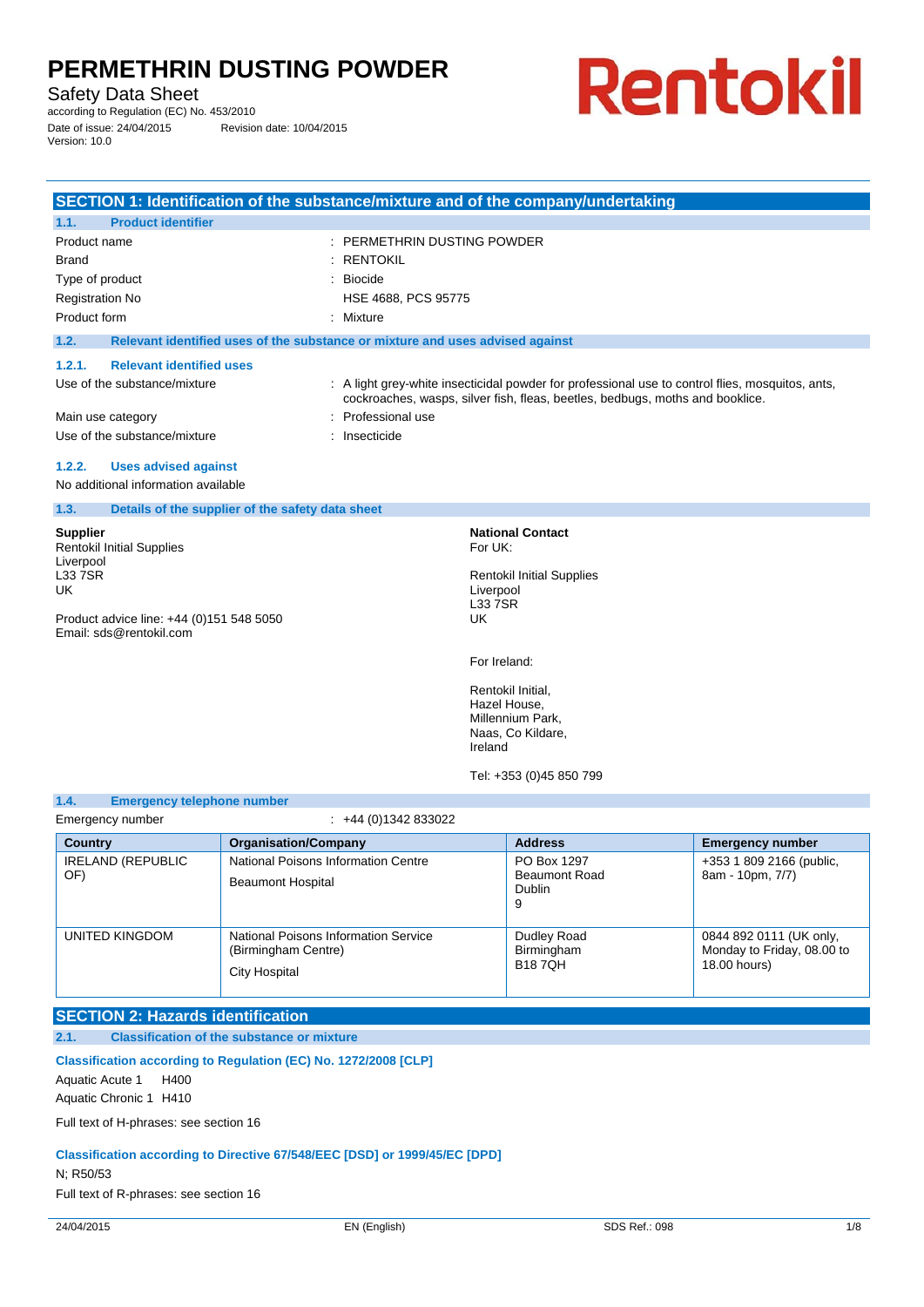# PERMETHRIN DUSTING POWDER

Safety Data Sheet
according to Regulation (EC) No. 453/2010
Date of issue: 24/04/2015 Revision date: 10/04/2015
Version: 10.0

Rentokil

## SECTION 1: Identification of the substance/mixture and of the company/undertaking

### 1.1. Product identifier

| | |
|---|---|
| Product name | : PERMETHRIN DUSTING POWDER |
| Brand | : RENTOKIL |
| Type of product | : Biocide |
| Registration No | HSE 4688, PCS 95775 |
| Product form | : Mixture |

### 1.2. Relevant identified uses of the substance or mixture and uses advised against

#### 1.2.1. Relevant identified uses

| | |
|---|---|
| Use of the substance/mixture | : A light grey-white insecticidal powder for professional use to control flies, mosquitos, ants, cockroaches, wasps, silver fish, fleas, beetles, bedbugs, moths and booklice. |
| Main use category | : Professional use |
| Use of the substance/mixture | : Insecticide |

#### 1.2.2. Uses advised against

No additional information available

### 1.3. Details of the supplier of the safety data sheet

**Supplier**
Rentokil Initial Supplies
Liverpool
L33 7SR
UK

Product advice line: +44 (0)151 548 5050
Email: sds@rentokil.com

**National Contact**
For UK:

Rentokil Initial Supplies
Liverpool
L33 7SR
UK

For Ireland:

Rentokil Initial,
Hazel House,
Millennium Park,
Naas, Co Kildare,
Ireland

Tel: +353 (0)45 850 799

### 1.4. Emergency telephone number

Emergency number : +44 (0)1342 833022

| Country | Organisation/Company | Address | Emergency number |
|---|---|---|---|
| IRELAND (REPUBLIC OF) | National Poisons Information Centre<br>Beaumont Hospital | PO Box 1297<br>Beaumont Road<br>Dublin<br>9 | +353 1 809 2166 (public, 8am - 10pm, 7/7) |
| UNITED KINGDOM | National Poisons Information Service (Birmingham Centre)<br>City Hospital | Dudley Road<br>Birmingham<br>B18 7QH | 0844 892 0111 (UK only, Monday to Friday, 08.00 to 18.00 hours) |

## SECTION 2: Hazards identification

### 2.1. Classification of the substance or mixture

**Classification according to Regulation (EC) No. 1272/2008 [CLP]**

Aquatic Acute 1 H400
Aquatic Chronic 1 H410

Full text of H-phrases: see section 16

**Classification according to Directive 67/548/EEC [DSD] or 1999/45/EC [DPD]**

N; R50/53

Full text of R-phrases: see section 16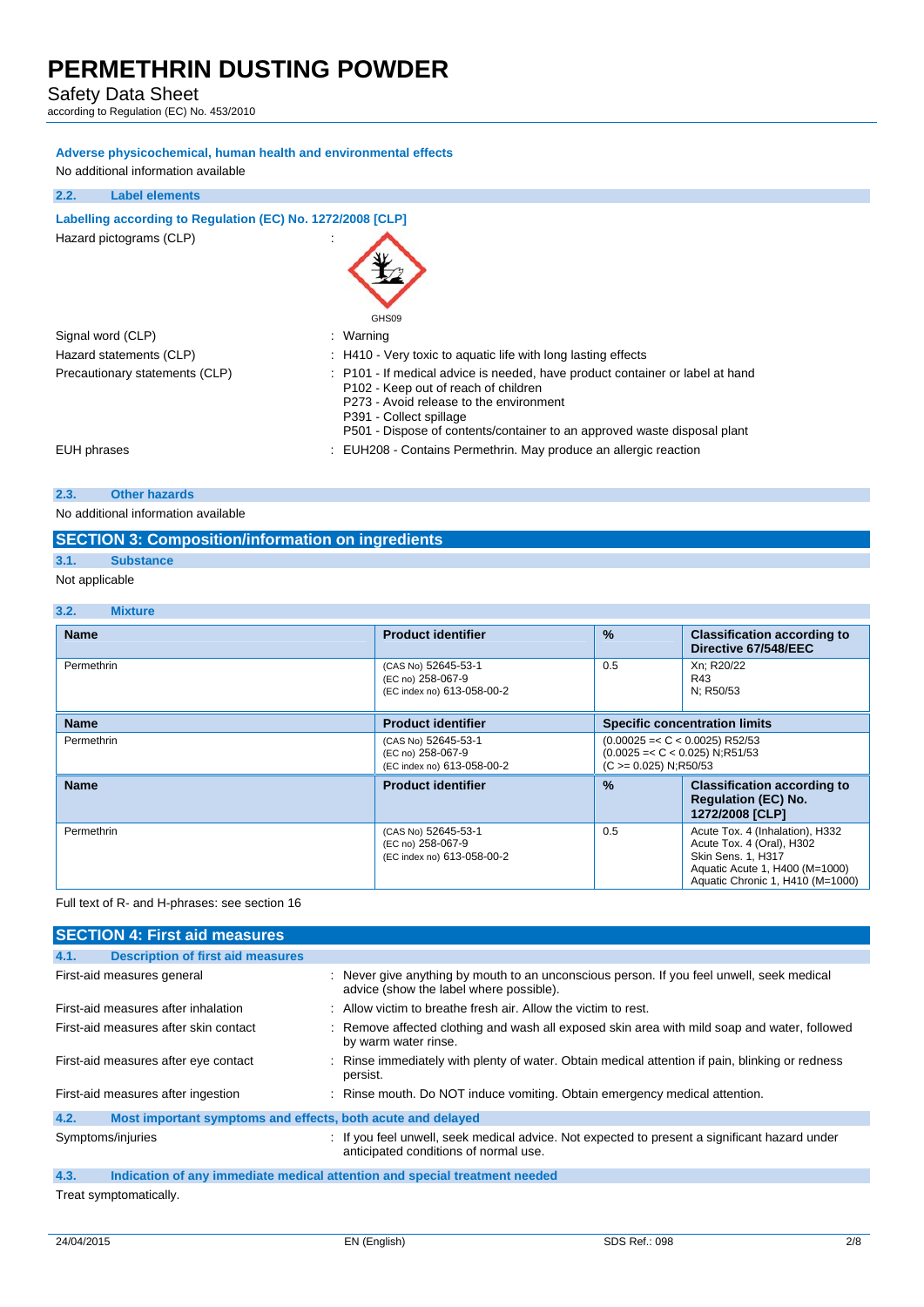#### Adverse physicochemical, human health and environmental effects

No additional information available

### 2.2. Label elements

#### Labelling according to Regulation (EC) No. 1272/2008 [CLP]

| | |
|---|---|
| Hazard pictograms (CLP) | : GHS09 |
| Signal word (CLP) | : Warning |
| Hazard statements (CLP) | : H410 - Very toxic to aquatic life with long lasting effects |
| Precautionary statements (CLP) | : P101 - If medical advice is needed, have product container or label at hand<br>P102 - Keep out of reach of children<br>P273 - Avoid release to the environment<br>P391 - Collect spillage<br>P501 - Dispose of contents/container to an approved waste disposal plant |
| EUH phrases | : EUH208 - Contains Permethrin. May produce an allergic reaction |

### 2.3. Other hazards

No additional information available

## SECTION 3: Composition/information on ingredients

### 3.1. Substance

Not applicable

### 3.2. Mixture

| Name | Product identifier | % | Classification according to Directive 67/548/EEC |
|---|---|---|---|
| Permethrin | (CAS No) 52645-53-1<br>(EC no) 258-067-9<br>(EC index no) 613-058-00-2 | 0.5 | Xn; R20/22<br>R43<br>N; R50/53 |
| **Name** | **Product identifier** | **Specific concentration limits** | |
| Permethrin | (CAS No) 52645-53-1<br>(EC no) 258-067-9<br>(EC index no) 613-058-00-2 | (0.00025 =< C < 0.0025) R52/53<br>(0.0025 =< C < 0.025) N;R51/53<br>(C >= 0.025) N;R50/53 | |
| **Name** | **Product identifier** | **%** | **Classification according to Regulation (EC) No. 1272/2008 [CLP]** |
| Permethrin | (CAS No) 52645-53-1<br>(EC no) 258-067-9<br>(EC index no) 613-058-00-2 | 0.5 | Acute Tox. 4 (Inhalation), H332<br>Acute Tox. 4 (Oral), H302<br>Skin Sens. 1, H317<br>Aquatic Acute 1, H400 (M=1000)<br>Aquatic Chronic 1, H410 (M=1000) |

Full text of R- and H-phrases: see section 16

## SECTION 4: First aid measures

### 4.1. Description of first aid measures

| | |
|---|---|
| First-aid measures general | : Never give anything by mouth to an unconscious person. If you feel unwell, seek medical advice (show the label where possible). |
| First-aid measures after inhalation | : Allow victim to breathe fresh air. Allow the victim to rest. |
| First-aid measures after skin contact | : Remove affected clothing and wash all exposed skin area with mild soap and water, followed by warm water rinse. |
| First-aid measures after eye contact | : Rinse immediately with plenty of water. Obtain medical attention if pain, blinking or redness persist. |
| First-aid measures after ingestion | : Rinse mouth. Do NOT induce vomiting. Obtain emergency medical attention. |

### 4.2. Most important symptoms and effects, both acute and delayed

| | |
|---|---|
| Symptoms/injuries | : If you feel unwell, seek medical advice. Not expected to present a significant hazard under anticipated conditions of normal use. |

### 4.3. Indication of any immediate medical attention and special treatment needed

Treat symptomatically.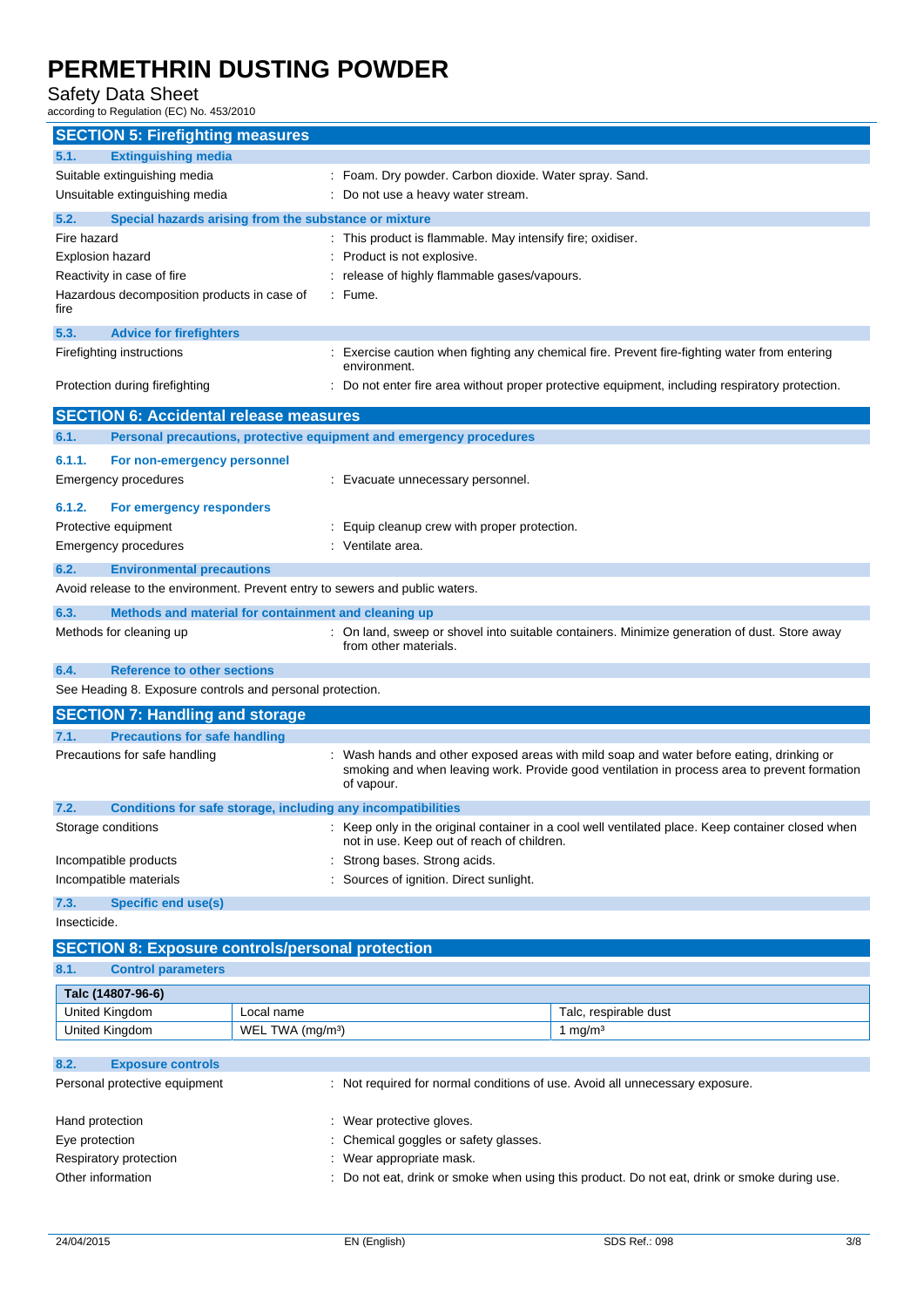## SECTION 5: Firefighting measures

### 5.1. Extinguishing media

Suitable extinguishing media : Foam. Dry powder. Carbon dioxide. Water spray. Sand.

Unsuitable extinguishing media : Do not use a heavy water stream.

### 5.2. Special hazards arising from the substance or mixture

Fire hazard : This product is flammable. May intensify fire; oxidiser.

Explosion hazard : Product is not explosive.

Reactivity in case of fire : release of highly flammable gases/vapours.

Hazardous decomposition products in case of fire : Fume.

### 5.3. Advice for firefighters

Firefighting instructions : Exercise caution when fighting any chemical fire. Prevent fire-fighting water from entering environment.

Protection during firefighting : Do not enter fire area without proper protective equipment, including respiratory protection.

## SECTION 6: Accidental release measures

### 6.1. Personal precautions, protective equipment and emergency procedures

#### 6.1.1. For non-emergency personnel

Emergency procedures : Evacuate unnecessary personnel.

#### 6.1.2. For emergency responders

Protective equipment : Equip cleanup crew with proper protection.

Emergency procedures : Ventilate area.

### 6.2. Environmental precautions

Avoid release to the environment. Prevent entry to sewers and public waters.

### 6.3. Methods and material for containment and cleaning up

Methods for cleaning up : On land, sweep or shovel into suitable containers. Minimize generation of dust. Store away from other materials.

### 6.4. Reference to other sections

See Heading 8. Exposure controls and personal protection.

## SECTION 7: Handling and storage

### 7.1. Precautions for safe handling

Precautions for safe handling : Wash hands and other exposed areas with mild soap and water before eating, drinking or smoking and when leaving work. Provide good ventilation in process area to prevent formation of vapour.

### 7.2. Conditions for safe storage, including any incompatibilities

Storage conditions : Keep only in the original container in a cool well ventilated place. Keep container closed when not in use. Keep out of reach of children.

Incompatible products : Strong bases. Strong acids.

Incompatible materials : Sources of ignition. Direct sunlight.

### 7.3. Specific end use(s)

Insecticide.

## SECTION 8: Exposure controls/personal protection

### 8.1. Control parameters

| Talc (14807-96-6) | | |
|---|---|---|
| United Kingdom | Local name | Talc, respirable dust |
| United Kingdom | WEL TWA (mg/m³) | 1 mg/m³ |

### 8.2. Exposure controls

Personal protective equipment : Not required for normal conditions of use. Avoid all unnecessary exposure.

Hand protection : Wear protective gloves.

Eye protection : Chemical goggles or safety glasses.

Respiratory protection : Wear appropriate mask.

Other information : Do not eat, drink or smoke when using this product. Do not eat, drink or smoke during use.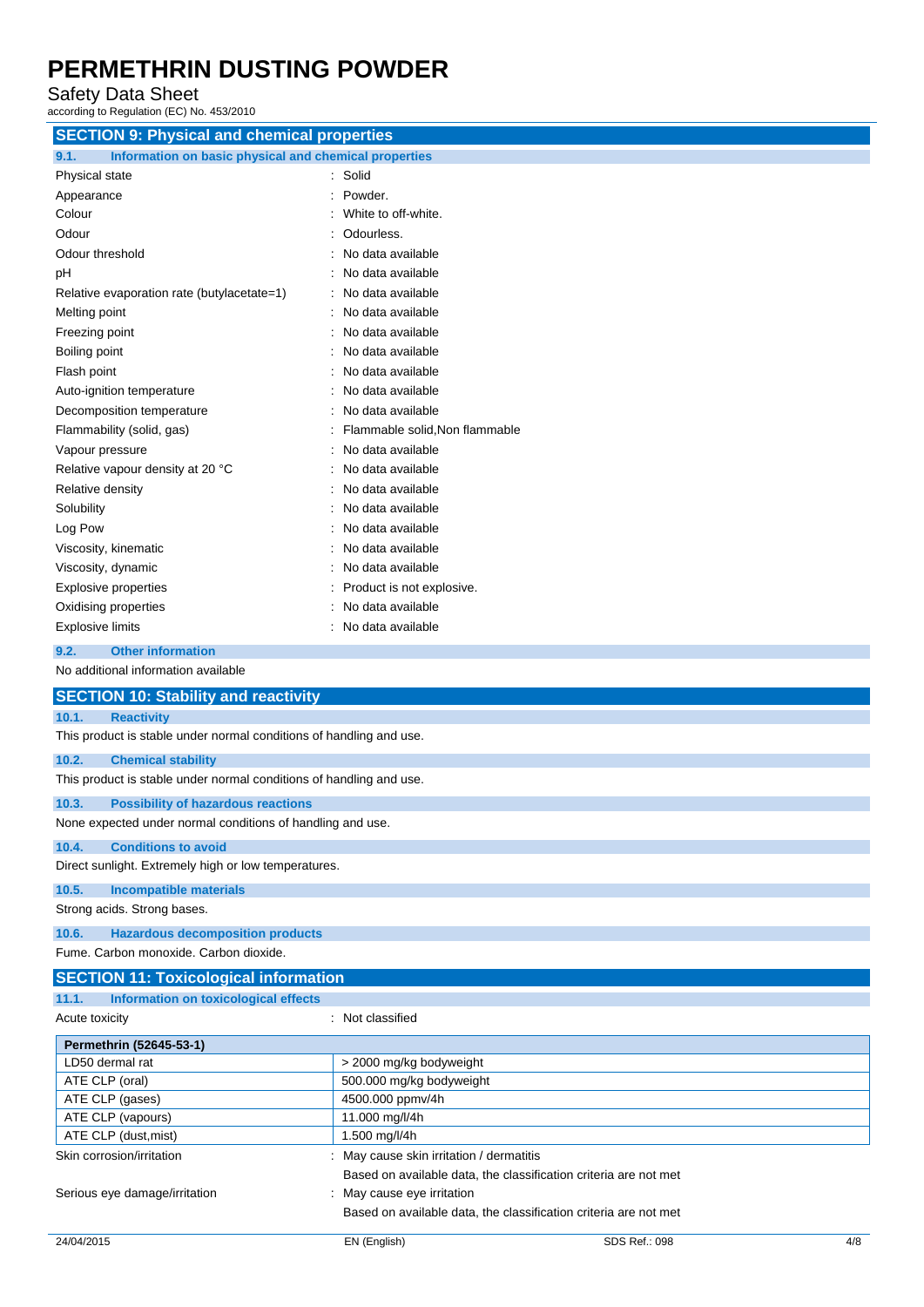## SECTION 9: Physical and chemical properties

### 9.1. Information on basic physical and chemical properties

| | |
|---|---|
| Physical state | : Solid |
| Appearance | : Powder. |
| Colour | : White to off-white. |
| Odour | : Odourless. |
| Odour threshold | : No data available |
| pH | : No data available |
| Relative evaporation rate (butylacetate=1) | : No data available |
| Melting point | : No data available |
| Freezing point | : No data available |
| Boiling point | : No data available |
| Flash point | : No data available |
| Auto-ignition temperature | : No data available |
| Decomposition temperature | : No data available |
| Flammability (solid, gas) | : Flammable solid,Non flammable |
| Vapour pressure | : No data available |
| Relative vapour density at 20 °C | : No data available |
| Relative density | : No data available |
| Solubility | : No data available |
| Log Pow | : No data available |
| Viscosity, kinematic | : No data available |
| Viscosity, dynamic | : No data available |
| Explosive properties | : Product is not explosive. |
| Oxidising properties | : No data available |
| Explosive limits | : No data available |

### 9.2. Other information

No additional information available

## SECTION 10: Stability and reactivity

### 10.1. Reactivity

This product is stable under normal conditions of handling and use.

### 10.2. Chemical stability

This product is stable under normal conditions of handling and use.

### 10.3. Possibility of hazardous reactions

None expected under normal conditions of handling and use.

### 10.4. Conditions to avoid

Direct sunlight. Extremely high or low temperatures.

### 10.5. Incompatible materials

Strong acids. Strong bases.

### 10.6. Hazardous decomposition products

Fume. Carbon monoxide. Carbon dioxide.

## SECTION 11: Toxicological information

### 11.1. Information on toxicological effects

Acute toxicity : Not classified

| Permethrin (52645-53-1) | |
|---|---|
| LD50 dermal rat | > 2000 mg/kg bodyweight |
| ATE CLP (oral) | 500.000 mg/kg bodyweight |
| ATE CLP (gases) | 4500.000 ppmv/4h |
| ATE CLP (vapours) | 11.000 mg/l/4h |
| ATE CLP (dust,mist) | 1.500 mg/l/4h |

Skin corrosion/irritation : May cause skin irritation / dermatitis
Based on available data, the classification criteria are not met

Serious eye damage/irritation : May cause eye irritation
Based on available data, the classification criteria are not met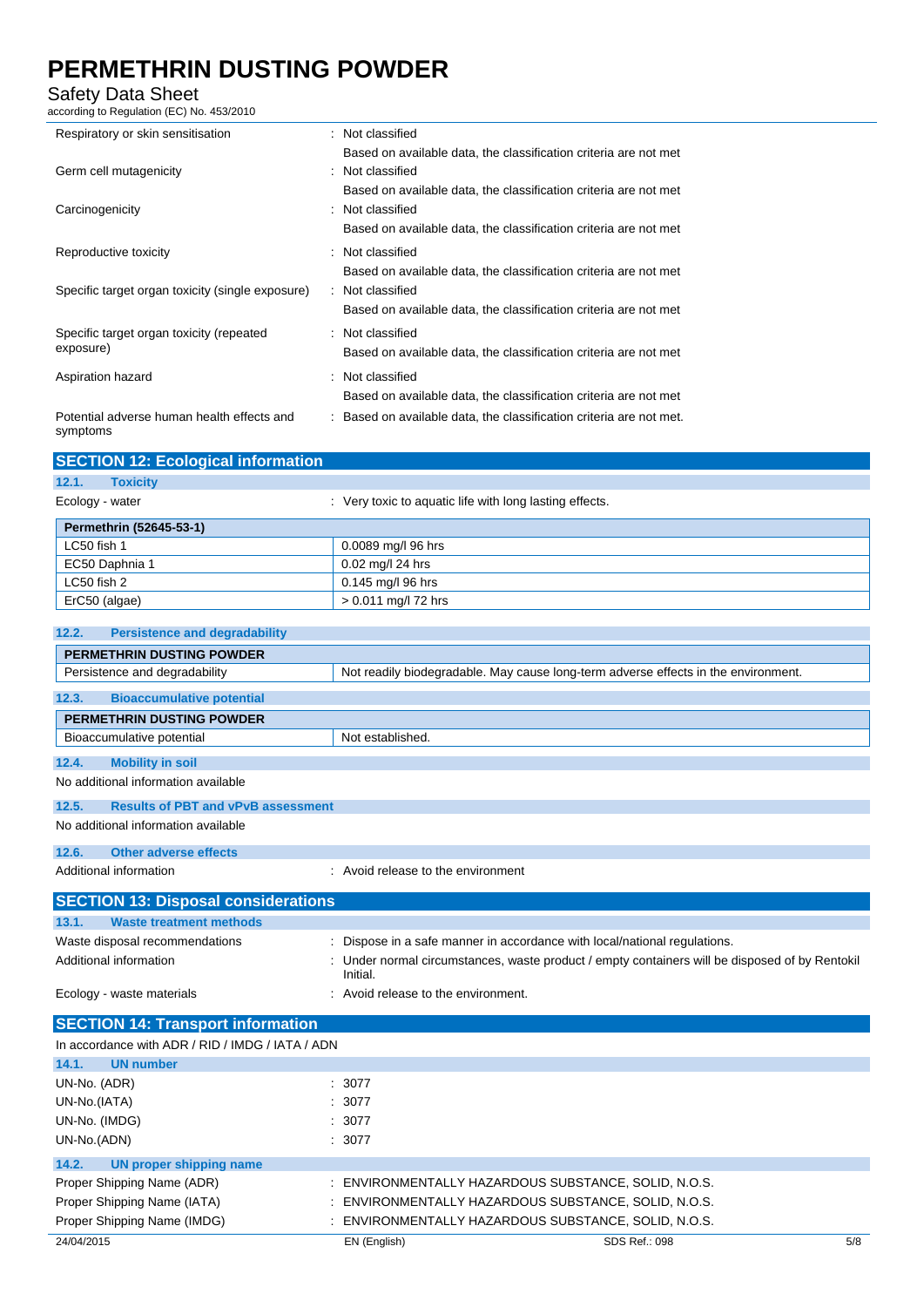| | |
|---|---|
| Respiratory or skin sensitisation | : Not classified<br>Based on available data, the classification criteria are not met |
| Germ cell mutagenicity | : Not classified<br>Based on available data, the classification criteria are not met |
| Carcinogenicity | : Not classified<br>Based on available data, the classification criteria are not met |
| Reproductive toxicity | : Not classified<br>Based on available data, the classification criteria are not met |
| Specific target organ toxicity (single exposure) | : Not classified<br>Based on available data, the classification criteria are not met |
| Specific target organ toxicity (repeated exposure) | : Not classified<br>Based on available data, the classification criteria are not met |
| Aspiration hazard | : Not classified<br>Based on available data, the classification criteria are not met |
| Potential adverse human health effects and symptoms | : Based on available data, the classification criteria are not met. |

## SECTION 12: Ecological information

### 12.1. Toxicity

Ecology - water : Very toxic to aquatic life with long lasting effects.

| Permethrin (52645-53-1) | |
|---|---|
| LC50 fish 1 | 0.0089 mg/l 96 hrs |
| EC50 Daphnia 1 | 0.02 mg/l 24 hrs |
| LC50 fish 2 | 0.145 mg/l 96 hrs |
| ErC50 (algae) | > 0.011 mg/l 72 hrs |

### 12.2. Persistence and degradability

| PERMETHRIN DUSTING POWDER | |
|---|---|
| Persistence and degradability | Not readily biodegradable. May cause long-term adverse effects in the environment. |

### 12.3. Bioaccumulative potential

| PERMETHRIN DUSTING POWDER | |
|---|---|
| Bioaccumulative potential | Not established. |

### 12.4. Mobility in soil

No additional information available

### 12.5. Results of PBT and vPvB assessment

No additional information available

### 12.6. Other adverse effects

Additional information : Avoid release to the environment

## SECTION 13: Disposal considerations

### 13.1. Waste treatment methods

| | |
|---|---|
| Waste disposal recommendations | : Dispose in a safe manner in accordance with local/national regulations. |
| Additional information | : Under normal circumstances, waste product / empty containers will be disposed of by Rentokil Initial. |
| Ecology - waste materials | : Avoid release to the environment. |

## SECTION 14: Transport information

In accordance with ADR / RID / IMDG / IATA / ADN

### 14.1. UN number

| | |
|---|---|
| UN-No. (ADR) | : 3077 |
| UN-No.(IATA) | : 3077 |
| UN-No. (IMDG) | : 3077 |
| UN-No.(ADN) | : 3077 |

### 14.2. UN proper shipping name

| | |
|---|---|
| Proper Shipping Name (ADR) | : ENVIRONMENTALLY HAZARDOUS SUBSTANCE, SOLID, N.O.S. |
| Proper Shipping Name (IATA) | : ENVIRONMENTALLY HAZARDOUS SUBSTANCE, SOLID, N.O.S. |
| Proper Shipping Name (IMDG) | : ENVIRONMENTALLY HAZARDOUS SUBSTANCE, SOLID, N.O.S. |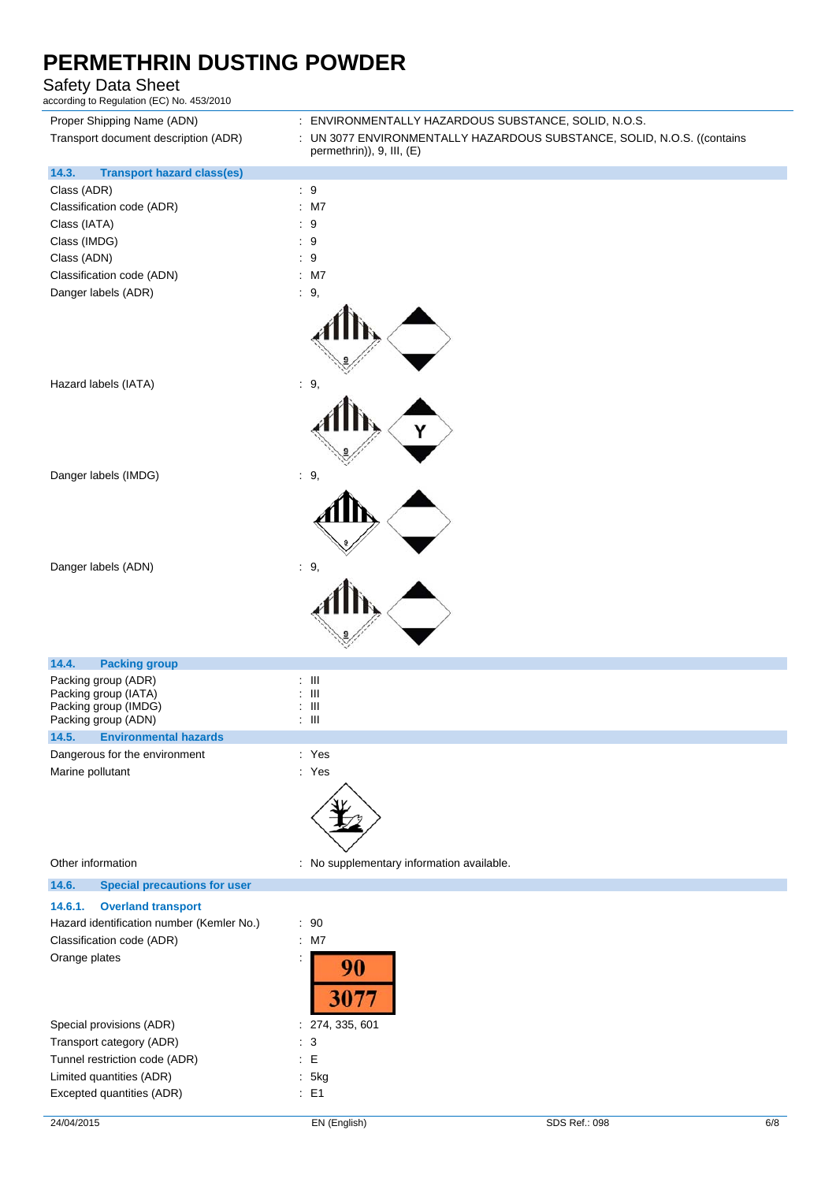| | |
|---|---|
| Proper Shipping Name (ADN) | : ENVIRONMENTALLY HAZARDOUS SUBSTANCE, SOLID, N.O.S. |
| Transport document description (ADR) | : UN 3077 ENVIRONMENTALLY HAZARDOUS SUBSTANCE, SOLID, N.O.S. ((contains permethrin)), 9, III, (E) |

### 14.3. Transport hazard class(es)

| | |
|---|---|
| Class (ADR) | : 9 |
| Classification code (ADR) | : M7 |
| Class (IATA) | : 9 |
| Class (IMDG) | : 9 |
| Class (ADN) | : 9 |
| Classification code (ADN) | : M7 |
| Danger labels (ADR) | : 9, |
| Hazard labels (IATA) | : 9, |
| Danger labels (IMDG) | : 9, |
| Danger labels (ADN) | : 9, |

### 14.4. Packing group

| | |
|---|---|
| Packing group (ADR) | : III |
| Packing group (IATA) | : III |
| Packing group (IMDG) | : III |
| Packing group (ADN) | : III |

### 14.5. Environmental hazards

| | |
|---|---|
| Dangerous for the environment | : Yes |
| Marine pollutant | : Yes |
| Other information | : No supplementary information available. |

### 14.6. Special precautions for user

#### 14.6.1. Overland transport

| | |
|---|---|
| Hazard identification number (Kemler No.) | : 90 |
| Classification code (ADR) | : M7 |
| Orange plates | : 90 / 3077 |
| Special provisions (ADR) | : 274, 335, 601 |
| Transport category (ADR) | : 3 |
| Tunnel restriction code (ADR) | : E |
| Limited quantities (ADR) | : 5kg |
| Excepted quantities (ADR) | : E1 |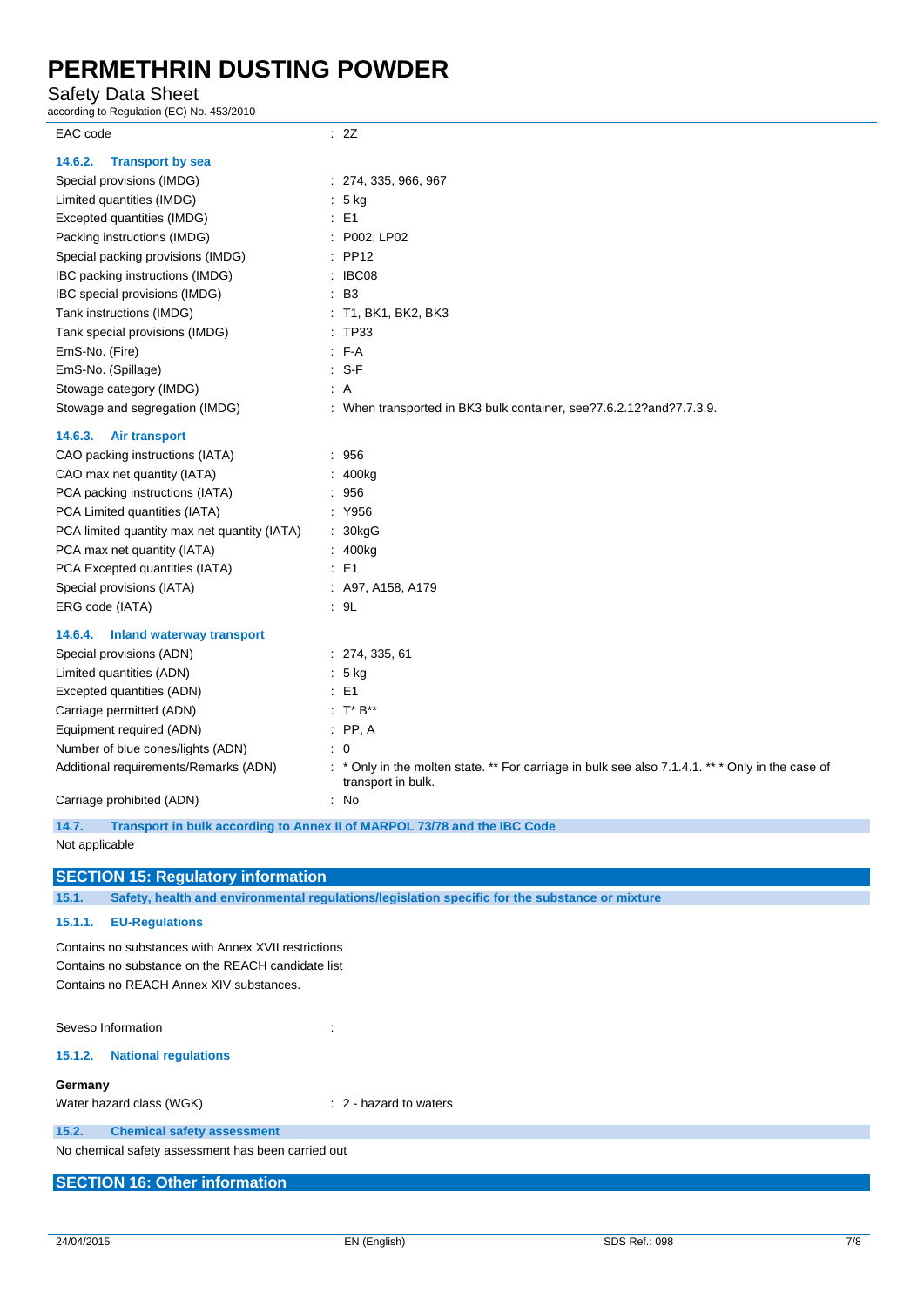| | |
|---|---|
| EAC code | : 2Z |

### 14.6.2. Transport by sea

| | |
|---|---|
| Special provisions (IMDG) | : 274, 335, 966, 967 |
| Limited quantities (IMDG) | : 5 kg |
| Excepted quantities (IMDG) | : E1 |
| Packing instructions (IMDG) | : P002, LP02 |
| Special packing provisions (IMDG) | : PP12 |
| IBC packing instructions (IMDG) | : IBC08 |
| IBC special provisions (IMDG) | : B3 |
| Tank instructions (IMDG) | : T1, BK1, BK2, BK3 |
| Tank special provisions (IMDG) | : TP33 |
| EmS-No. (Fire) | : F-A |
| EmS-No. (Spillage) | : S-F |
| Stowage category (IMDG) | : A |
| Stowage and segregation (IMDG) | : When transported in BK3 bulk container, see?7.6.2.12?and?7.7.3.9. |

### 14.6.3. Air transport

| | |
|---|---|
| CAO packing instructions (IATA) | : 956 |
| CAO max net quantity (IATA) | : 400kg |
| PCA packing instructions (IATA) | : 956 |
| PCA Limited quantities (IATA) | : Y956 |
| PCA limited quantity max net quantity (IATA) | : 30kgG |
| PCA max net quantity (IATA) | : 400kg |
| PCA Excepted quantities (IATA) | : E1 |
| Special provisions (IATA) | : A97, A158, A179 |
| ERG code (IATA) | : 9L |

### 14.6.4. Inland waterway transport

| | |
|---|---|
| Special provisions (ADN) | : 274, 335, 61 |
| Limited quantities (ADN) | : 5 kg |
| Excepted quantities (ADN) | : E1 |
| Carriage permitted (ADN) | : T* B** |
| Equipment required (ADN) | : PP, A |
| Number of blue cones/lights (ADN) | : 0 |
| Additional requirements/Remarks (ADN) | : * Only in the molten state. ** For carriage in bulk see also 7.1.4.1. ** * Only in the case of transport in bulk. |
| Carriage prohibited (ADN) | : No |

### 14.7. Transport in bulk according to Annex II of MARPOL 73/78 and the IBC Code

Not applicable

## SECTION 15: Regulatory information

### 15.1. Safety, health and environmental regulations/legislation specific for the substance or mixture

#### 15.1.1. EU-Regulations

Contains no substances with Annex XVII restrictions
Contains no substance on the REACH candidate list
Contains no REACH Annex XIV substances.

Seveso Information :

#### 15.1.2. National regulations

**Germany**

| | |
|---|---|
| Water hazard class (WGK) | : 2 - hazard to waters |

### 15.2. Chemical safety assessment

No chemical safety assessment has been carried out

## SECTION 16: Other information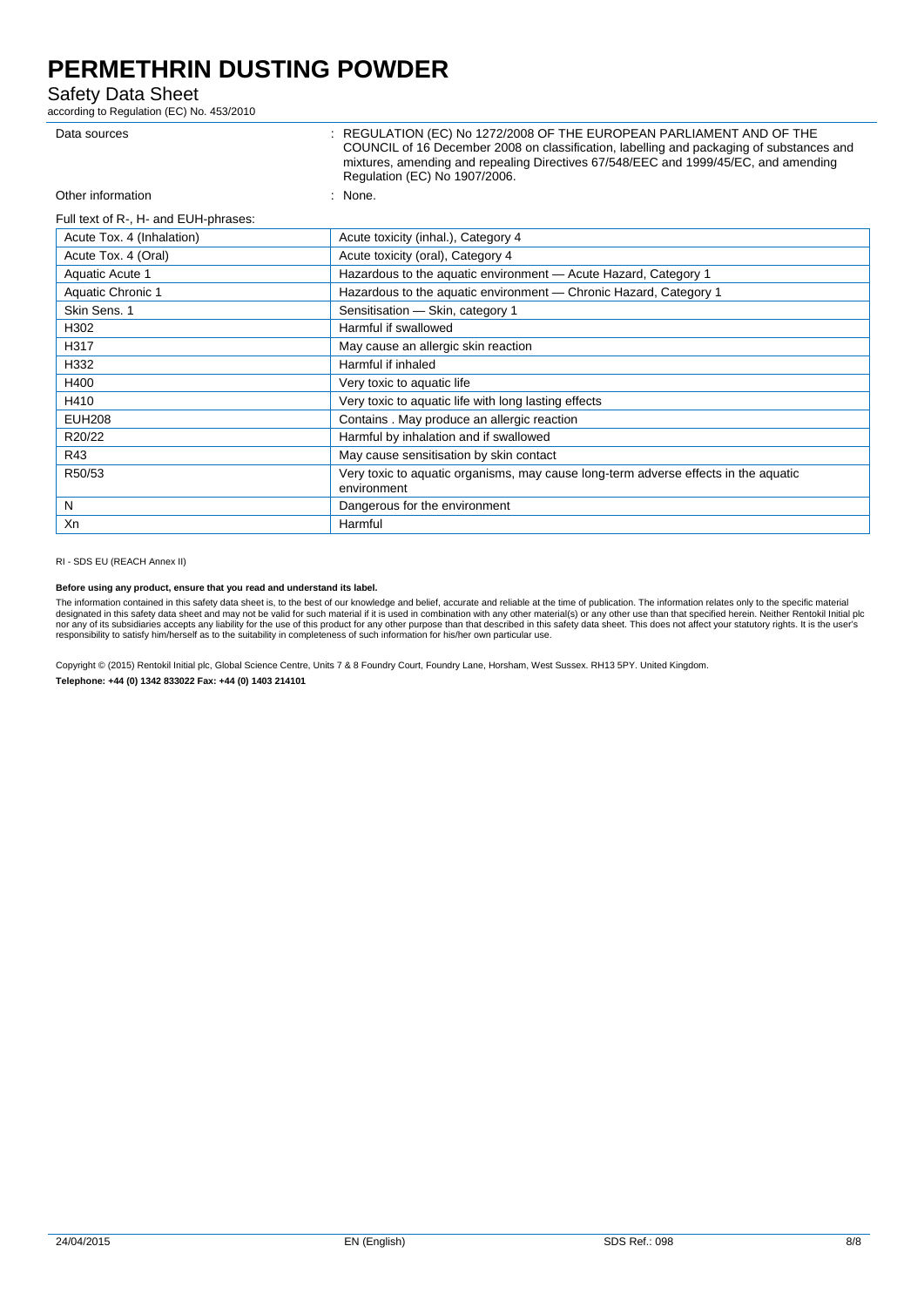Data sources : REGULATION (EC) No 1272/2008 OF THE EUROPEAN PARLIAMENT AND OF THE COUNCIL of 16 December 2008 on classification, labelling and packaging of substances and mixtures, amending and repealing Directives 67/548/EEC and 1999/45/EC, and amending Regulation (EC) No 1907/2006.

Other information : None.

Full text of R-, H- and EUH-phrases:

| | |
|---|---|
| Acute Tox. 4 (Inhalation) | Acute toxicity (inhal.), Category 4 |
| Acute Tox. 4 (Oral) | Acute toxicity (oral), Category 4 |
| Aquatic Acute 1 | Hazardous to the aquatic environment — Acute Hazard, Category 1 |
| Aquatic Chronic 1 | Hazardous to the aquatic environment — Chronic Hazard, Category 1 |
| Skin Sens. 1 | Sensitisation — Skin, category 1 |
| H302 | Harmful if swallowed |
| H317 | May cause an allergic skin reaction |
| H332 | Harmful if inhaled |
| H400 | Very toxic to aquatic life |
| H410 | Very toxic to aquatic life with long lasting effects |
| EUH208 | Contains . May produce an allergic reaction |
| R20/22 | Harmful by inhalation and if swallowed |
| R43 | May cause sensitisation by skin contact |
| R50/53 | Very toxic to aquatic organisms, may cause long-term adverse effects in the aquatic environment |
| N | Dangerous for the environment |
| Xn | Harmful |

RI - SDS EU (REACH Annex II)

**Before using any product, ensure that you read and understand its label.**

The information contained in this safety data sheet is, to the best of our knowledge and belief, accurate and reliable at the time of publication. The information relates only to the specific material designated in this safety data sheet and may not be valid for such material if it is used in combination with any other material(s) or any other use than that specified herein. Neither Rentokil Initial plc nor any of its subsidiaries accepts any liability for the use of this product for any other purpose than that described in this safety data sheet. This does not affect your statutory rights. It is the user's responsibility to satisfy him/herself as to the suitability in completeness of such information for his/her own particular use.

Copyright © (2015) Rentokil Initial plc, Global Science Centre, Units 7 & 8 Foundry Court, Foundry Lane, Horsham, West Sussex. RH13 5PY. United Kingdom.

**Telephone: +44 (0) 1342 833022 Fax: +44 (0) 1403 214101**